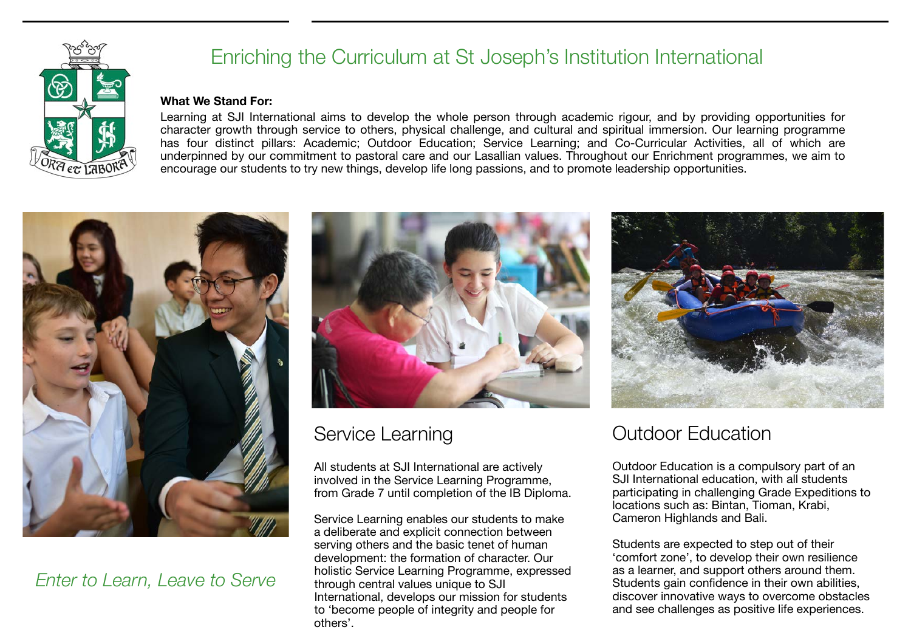# Enriching the Curriculum at St Joseph's Institution International

**What We Stand For:**

Learning at SJI International aims to develop the whole person through academic rigour, and by providing opportunities for character growth through service to others, physical challenge, and cultural and spiritual immersion. Our learning programme has four distinct pillars: Academic; Outdoor Education; Service Learning; and Co-Curricular Activities, all of which are underpinned by our commitment to pastoral care and our Lasallian values. Throughout our Enrichment programmes, we aim to encourage our students to try new things, develop life long passions, and to promote leadership opportunities.

*Enter to Learn, Leave to Serve*

## Service Learning

All students at SJI International are actively involved in the Service Learning Programme, from Grade 7 until completion of the IB Diploma.

Service Learning enables our students to make a deliberate and explicit connection between serving others and the basic tenet of human development: the formation of character. Our holistic Service Learning Programme, expressed through central values unique to SJI International, develops our mission for students to 'become people of integrity and people for others'.

## Outdoor Education

Outdoor Education is a compulsory part of an SJI International education, with all students participating in challenging Grade Expeditions to locations such as: Bintan, Tioman, Krabi, Cameron Highlands and Bali.

Students are expected to step out of their 'comfort zone', to develop their own resilience as a learner, and support others around them. Students gain confidence in their own abilities, discover innovative ways to overcome obstacles and see challenges as positive life experiences.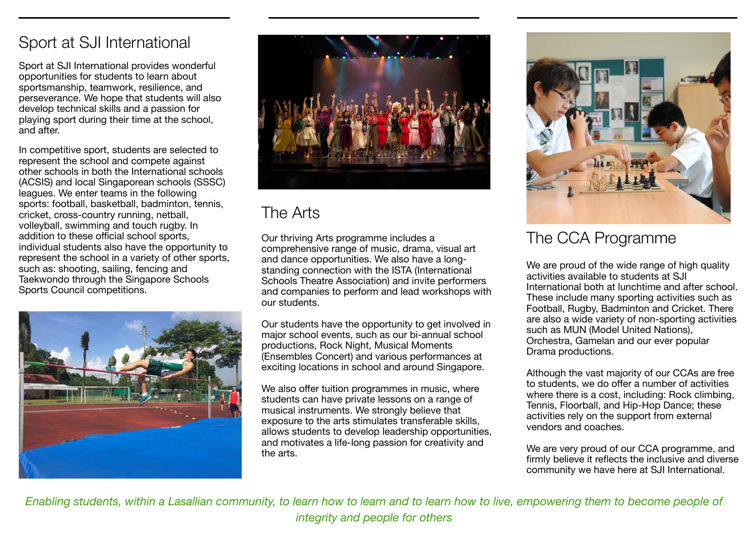## Sport at SJI International

Sport at SJI International provides wonderful opportunities for students to learn about sportsmanship, teamwork, resilience, and perseverance. We hope that students will also develop technical skills and a passion for playing sport during their time at the school, and after.

In competitive sport, students are selected to represent the school and compete against other schools in both the International schools (ACSIS) and local Singaporean schools (SSSC) leagues. We enter teams in the following sports: football, basketball, badminton, tennis, cricket, cross-country running, netball, volleyball, swimming and touch rugby. In addition to these official school sports, individual students also have the opportunity to represent the school in a variety of other sports, such as: shooting, sailing, fencing and Taekwondo through the Singapore Schools Sports Council competitions.

## The Arts

Our thriving Arts programme includes a comprehensive range of music, drama, visual art and dance opportunities. We also have a long-standing connection with the ISTA (International Schools Theatre Association) and invite performers and companies to perform and lead workshops with our students.

Our students have the opportunity to get involved in major school events, such as our bi-annual school productions, Rock Night, Musical Moments (Ensembles Concert) and various performances at exciting locations in school and around Singapore.

We also offer tuition programmes in music, where students can have private lessons on a range of musical instruments. We strongly believe that exposure to the arts stimulates transferable skills, allows students to develop leadership opportunities, and motivates a life-long passion for creativity and the arts.

## The CCA Programme

We are proud of the wide range of high quality activities available to students at SJI International both at lunchtime and after school. These include many sporting activities such as Football, Rugby, Badminton and Cricket. There are also a wide variety of non-sporting activities such as MUN (Model United Nations), Orchestra, Gamelan and our ever popular Drama productions.

Although the vast majority of our CCAs are free to students, we do offer a number of activities where there is a cost, including: Rock climbing, Tennis, Floorball, and Hip-Hop Dance; these activities rely on the support from external vendors and coaches.

We are very proud of our CCA programme, and firmly believe it reflects the inclusive and diverse community we have here at SJI International.

*Enabling students, within a Lasallian community, to learn how to learn and to learn how to live, empowering them to become people of integrity and people for others*